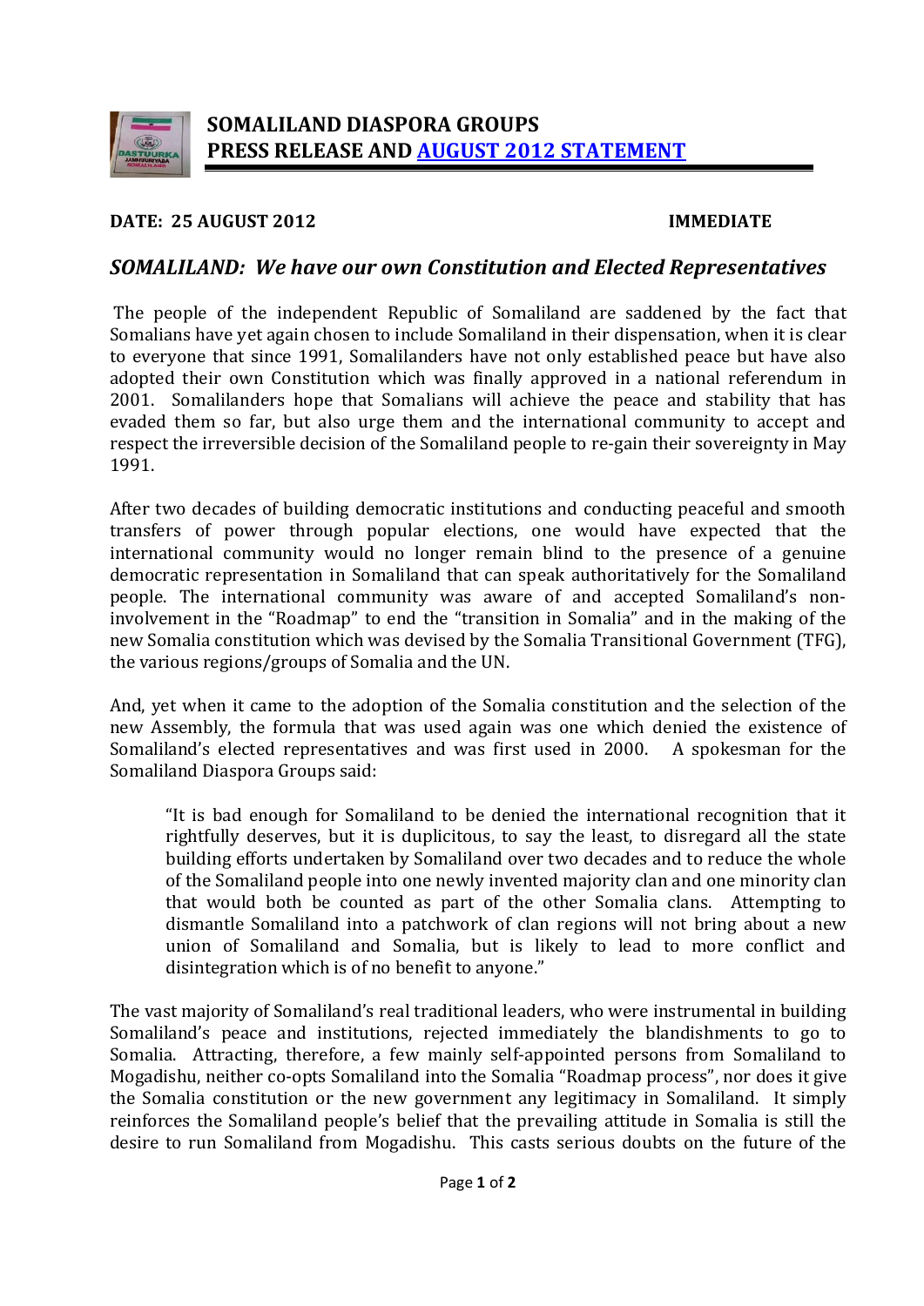# SOMALILAND DIASPORA GROUPS
# PRESS RELEASE AND AUGUST 2012 STATEMENT

**DATE: 25 AUGUST 2012** **IMMEDIATE**

## *SOMALILAND: We have our own Constitution and Elected Representatives*

The people of the independent Republic of Somaliland are saddened by the fact that Somalians have yet again chosen to include Somaliland in their dispensation, when it is clear to everyone that since 1991, Somalilanders have not only established peace but have also adopted their own Constitution which was finally approved in a national referendum in 2001. Somalilanders hope that Somalians will achieve the peace and stability that has evaded them so far, but also urge them and the international community to accept and respect the irreversible decision of the Somaliland people to re-gain their sovereignty in May 1991.

After two decades of building democratic institutions and conducting peaceful and smooth transfers of power through popular elections, one would have expected that the international community would no longer remain blind to the presence of a genuine democratic representation in Somaliland that can speak authoritatively for the Somaliland people. The international community was aware of and accepted Somaliland's non-involvement in the "Roadmap" to end the "transition in Somalia" and in the making of the new Somalia constitution which was devised by the Somalia Transitional Government (TFG), the various regions/groups of Somalia and the UN.

And, yet when it came to the adoption of the Somalia constitution and the selection of the new Assembly, the formula that was used again was one which denied the existence of Somaliland's elected representatives and was first used in 2000. A spokesman for the Somaliland Diaspora Groups said:

> "It is bad enough for Somaliland to be denied the international recognition that it rightfully deserves, but it is duplicitous, to say the least, to disregard all the state building efforts undertaken by Somaliland over two decades and to reduce the whole of the Somaliland people into one newly invented majority clan and one minority clan that would both be counted as part of the other Somalia clans. Attempting to dismantle Somaliland into a patchwork of clan regions will not bring about a new union of Somaliland and Somalia, but is likely to lead to more conflict and disintegration which is of no benefit to anyone."

The vast majority of Somaliland's real traditional leaders, who were instrumental in building Somaliland's peace and institutions, rejected immediately the blandishments to go to Somalia. Attracting, therefore, a few mainly self-appointed persons from Somaliland to Mogadishu, neither co-opts Somaliland into the Somalia "Roadmap process", nor does it give the Somalia constitution or the new government any legitimacy in Somaliland. It simply reinforces the Somaliland people's belief that the prevailing attitude in Somalia is still the desire to run Somaliland from Mogadishu. This casts serious doubts on the future of the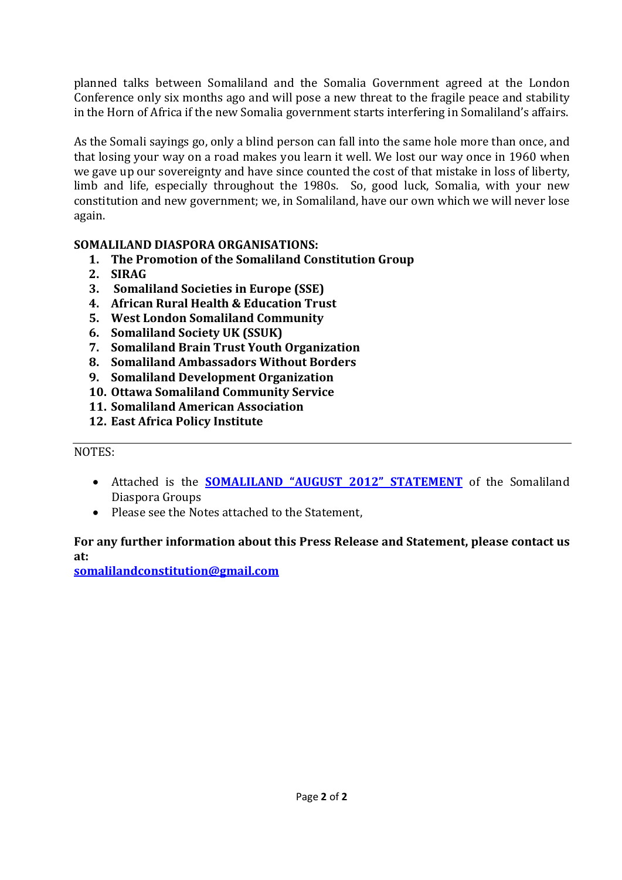planned talks between Somaliland and the Somalia Government agreed at the London Conference only six months ago and will pose a new threat to the fragile peace and stability in the Horn of Africa if the new Somalia government starts interfering in Somaliland's affairs.

As the Somali sayings go, only a blind person can fall into the same hole more than once, and that losing your way on a road makes you learn it well. We lost our way once in 1960 when we gave up our sovereignty and have since counted the cost of that mistake in loss of liberty, limb and life, especially throughout the 1980s. So, good luck, Somalia, with your new constitution and new government; we, in Somaliland, have our own which we will never lose again.

**SOMALILAND DIASPORA ORGANISATIONS:**

1. **The Promotion of the Somaliland Constitution Group**
2. **SIRAG**
3. **Somaliland Societies in Europe (SSE)**
4. **African Rural Health & Education Trust**
5. **West London Somaliland Community**
6. **Somaliland Society UK (SSUK)**
7. **Somaliland Brain Trust Youth Organization**
8. **Somaliland Ambassadors Without Borders**
9. **Somaliland Development Organization**
10. **Ottawa Somaliland Community Service**
11. **Somaliland American Association**
12. **East Africa Policy Institute**

---

NOTES:

- Attached is the **SOMALILAND "AUGUST 2012" STATEMENT** of the Somaliland Diaspora Groups
- Please see the Notes attached to the Statement,

**For any further information about this Press Release and Statement, please contact us at:**
**somalilandconstitution@gmail.com**